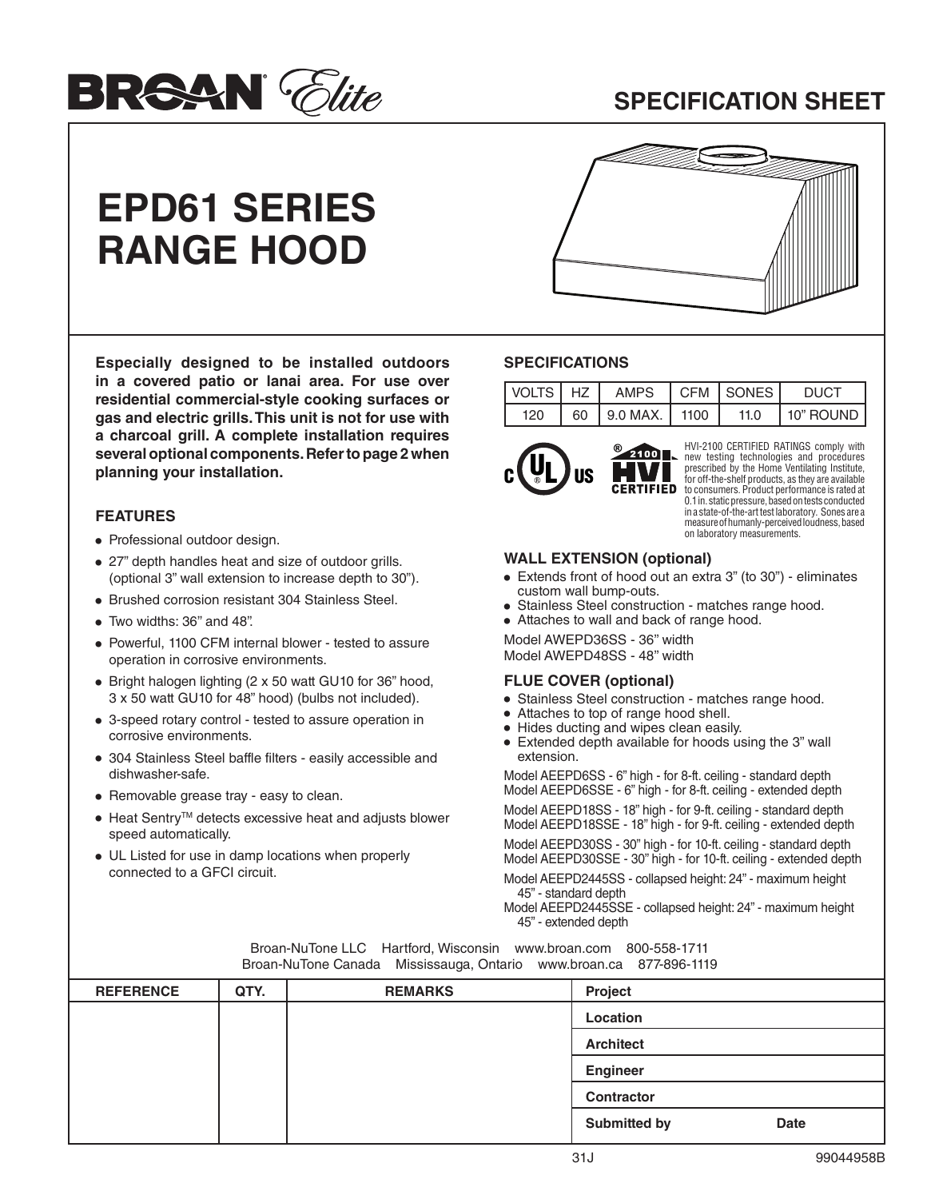# BROAN Elite

## SPECIFICATION SHEET

# EPD61 SERIES RANGE HOOD

**Especially designed to be installed outdoors in a covered patio or lanai area. For use over residential commercial-style cooking surfaces or gas and electric grills. This unit is not for use with a charcoal grill. A complete installation requires several optional components. Refer to page 2 when planning your installation.**

### FEATURES

- Professional outdoor design.
- 27" depth handles heat and size of outdoor grills. (optional 3" wall extension to increase depth to 30").
- Brushed corrosion resistant 304 Stainless Steel.
- Two widths: 36" and 48".
- Powerful, 1100 CFM internal blower - tested to assure operation in corrosive environments.
- Bright halogen lighting (2 x 50 watt GU10 for 36" hood, 3 x 50 watt GU10 for 48" hood) (bulbs not included).
- 3-speed rotary control - tested to assure operation in corrosive environments.
- 304 Stainless Steel baffle filters - easily accessible and dishwasher-safe.
- Removable grease tray - easy to clean.
- Heat Sentry™ detects excessive heat and adjusts blower speed automatically.
- UL Listed for use in damp locations when properly connected to a GFCI circuit.

### SPECIFICATIONS

| VOLTS | HZ | AMPS | CFM | SONES | DUCT |
|---|---|---|---|---|---|
| 120 | 60 | 9.0 MAX. | 1100 | 11.0 | 10" ROUND |

HVI-2100 CERTIFIED RATINGS comply with new testing technologies and procedures prescribed by the Home Ventilating Institute, for off-the-shelf products, as they are available to consumers. Product performance is rated at 0.1 in. static pressure, based on tests conducted in a state-of-the-art test laboratory. Sones are a measure of humanly-perceived loudness, based on laboratory measurements.

### WALL EXTENSION (optional)

- Extends front of hood out an extra 3" (to 30") - eliminates custom wall bump-outs.
- Stainless Steel construction - matches range hood.
- Attaches to wall and back of range hood.

Model AWEPD36SS - 36" width
Model AWEPD48SS - 48" width

### FLUE COVER (optional)

- Stainless Steel construction - matches range hood.
- Attaches to top of range hood shell.
- Hides ducting and wipes clean easily.
- Extended depth available for hoods using the 3" wall extension.

Model AEEPD6SS - 6" high - for 8-ft. ceiling - standard depth
Model AEEPD6SSE - 6" high - for 8-ft. ceiling - extended depth

Model AEEPD18SS - 18" high - for 9-ft. ceiling - standard depth
Model AEEPD18SSE - 18" high - for 9-ft. ceiling - extended depth

Model AEEPD30SS - 30" high - for 10-ft. ceiling - standard depth
Model AEEPD30SSE - 30" high - for 10-ft. ceiling - extended depth

Model AEEPD2445SS - collapsed height: 24" - maximum height 45" - standard depth
Model AEEPD2445SSE - collapsed height: 24" - maximum height 45" - extended depth

Broan-NuTone LLC Hartford, Wisconsin www.broan.com 800-558-1711
Broan-NuTone Canada Mississauga, Ontario www.broan.ca 877-896-1119

| REFERENCE | QTY. | REMARKS | Project |
|---|---|---|---|
| | | | Location |
| | | | Architect |
| | | | Engineer |
| | | | Contractor |
| | | | Submitted by Date |

31J 99044958B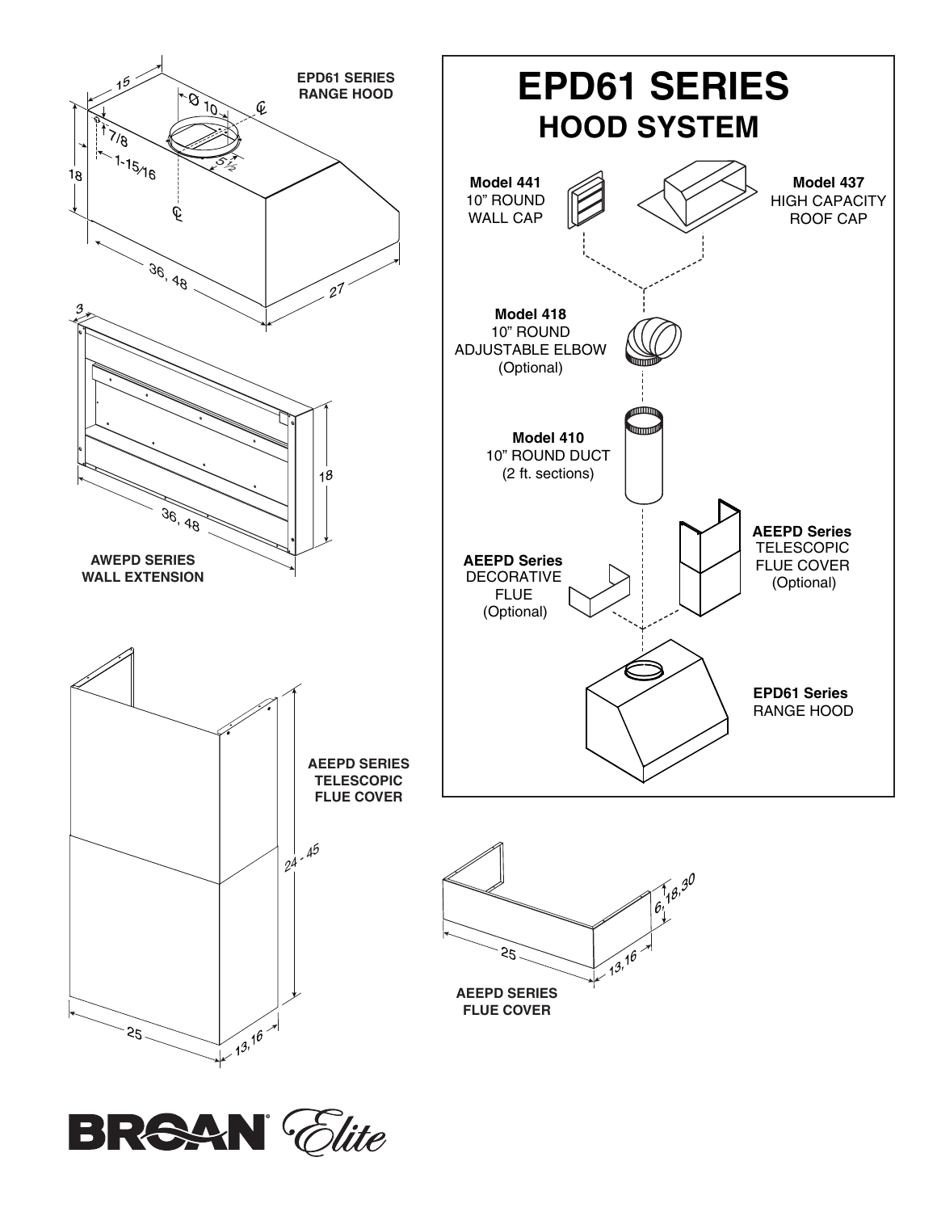EPD61 SERIES
RANGE HOOD

15

Ø 10

℄

7/8

1-15/16

5½

18

℄

36, 48

27

3

18

36, 48

AWEPD SERIES
WALL EXTENSION

# EPD61 SERIES

## HOOD SYSTEM

**Model 441**
10" ROUND
WALL CAP

**Model 437**
HIGH CAPACITY
ROOF CAP

**Model 418**
10" ROUND
ADJUSTABLE ELBOW
(Optional)

**Model 410**
10" ROUND DUCT
(2 ft. sections)

**AEEPD Series**
TELESCOPIC
FLUE COVER
(Optional)

**AEEPD Series**
DECORATIVE
FLUE
(Optional)

**EPD61 Series**
RANGE HOOD

AEEPD SERIES
TELESCOPIC
FLUE COVER

24 - 45

25

13,16

6,18,30

25

13,16

AEEPD SERIES
FLUE COVER

BROAN Elite